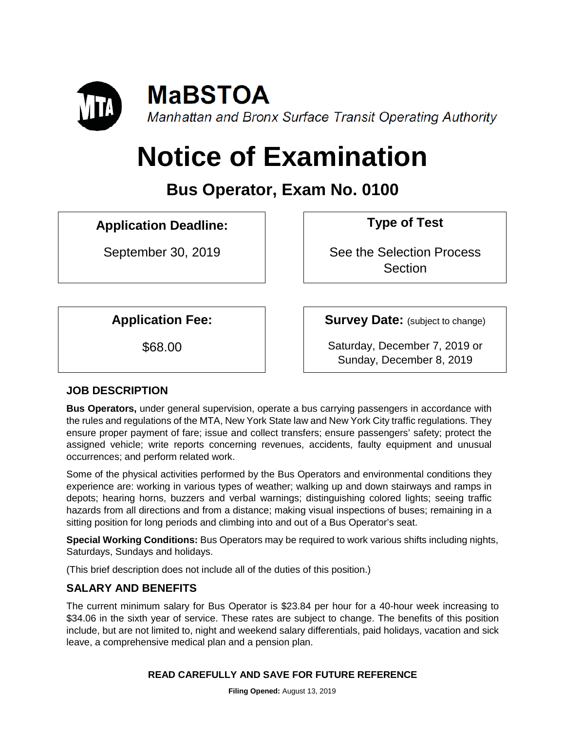# MaBSTOA

*Manhattan and Bronx Surface Transit Operating Authority*

# Notice of Examination

## Bus Operator, Exam No. 0100

| **Application Deadline:** | **Type of Test** |
| --- | --- |
| September 30, 2019 | See the Selection Process Section |

| **Application Fee:** | **Survey Date:** (subject to change) |
| --- | --- |
| $68.00 | Saturday, December 7, 2019 or Sunday, December 8, 2019 |

### JOB DESCRIPTION

**Bus Operators,** under general supervision, operate a bus carrying passengers in accordance with the rules and regulations of the MTA, New York State law and New York City traffic regulations. They ensure proper payment of fare; issue and collect transfers; ensure passengers' safety; protect the assigned vehicle; write reports concerning revenues, accidents, faulty equipment and unusual occurrences; and perform related work.

Some of the physical activities performed by the Bus Operators and environmental conditions they experience are: working in various types of weather; walking up and down stairways and ramps in depots; hearing horns, buzzers and verbal warnings; distinguishing colored lights; seeing traffic hazards from all directions and from a distance; making visual inspections of buses; remaining in a sitting position for long periods and climbing into and out of a Bus Operator's seat.

**Special Working Conditions:** Bus Operators may be required to work various shifts including nights, Saturdays, Sundays and holidays.

(This brief description does not include all of the duties of this position.)

### SALARY AND BENEFITS

The current minimum salary for Bus Operator is $23.84 per hour for a 40-hour week increasing to $34.06 in the sixth year of service. These rates are subject to change. The benefits of this position include, but are not limited to, night and weekend salary differentials, paid holidays, vacation and sick leave, a comprehensive medical plan and a pension plan.

**READ CAREFULLY AND SAVE FOR FUTURE REFERENCE**

**Filing Opened:** August 13, 2019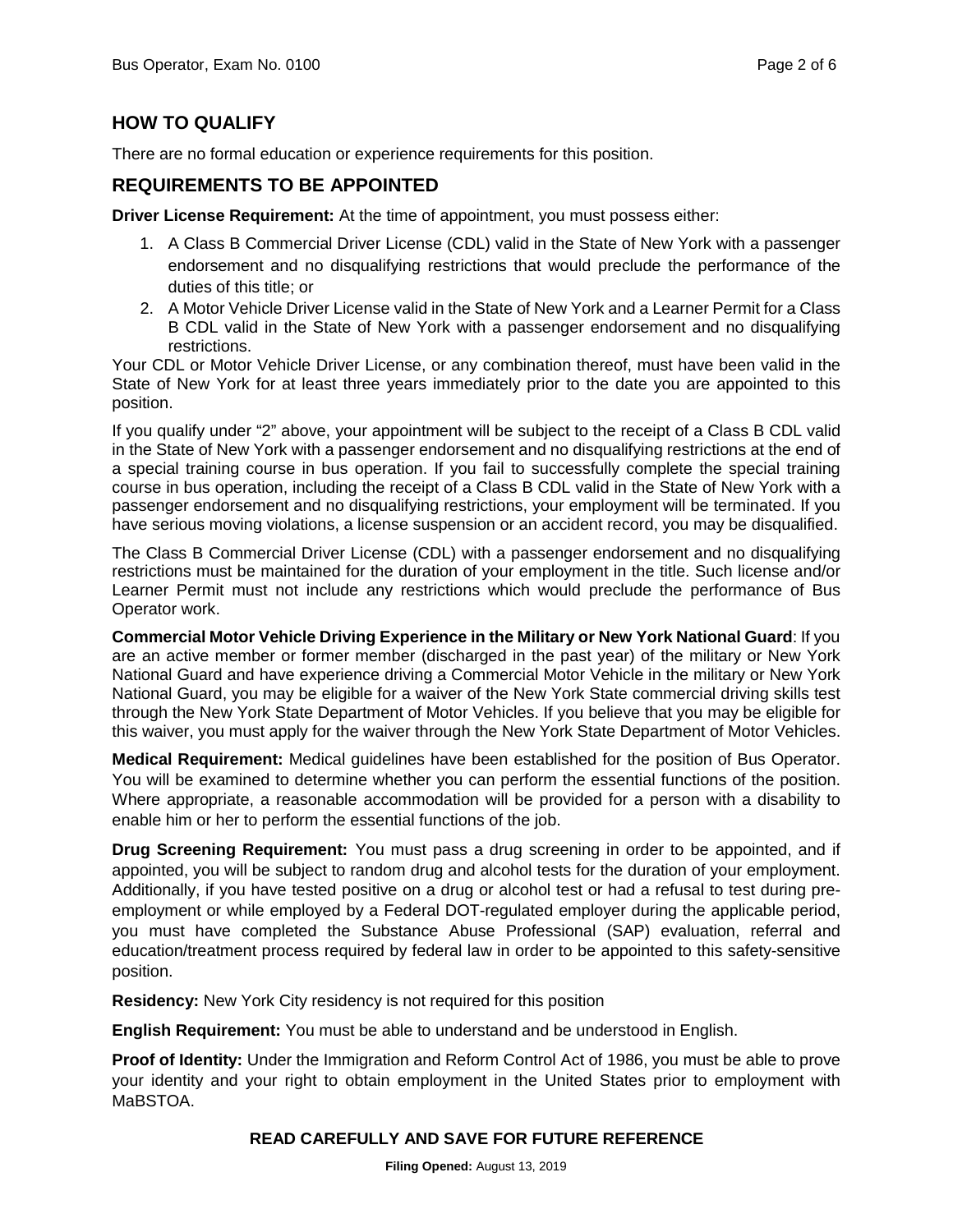## HOW TO QUALIFY

There are no formal education or experience requirements for this position.

## REQUIREMENTS TO BE APPOINTED

**Driver License Requirement:** At the time of appointment, you must possess either:

1. A Class B Commercial Driver License (CDL) valid in the State of New York with a passenger endorsement and no disqualifying restrictions that would preclude the performance of the duties of this title; or
2. A Motor Vehicle Driver License valid in the State of New York and a Learner Permit for a Class B CDL valid in the State of New York with a passenger endorsement and no disqualifying restrictions.

Your CDL or Motor Vehicle Driver License, or any combination thereof, must have been valid in the State of New York for at least three years immediately prior to the date you are appointed to this position.

If you qualify under "2" above, your appointment will be subject to the receipt of a Class B CDL valid in the State of New York with a passenger endorsement and no disqualifying restrictions at the end of a special training course in bus operation. If you fail to successfully complete the special training course in bus operation, including the receipt of a Class B CDL valid in the State of New York with a passenger endorsement and no disqualifying restrictions, your employment will be terminated. If you have serious moving violations, a license suspension or an accident record, you may be disqualified.

The Class B Commercial Driver License (CDL) with a passenger endorsement and no disqualifying restrictions must be maintained for the duration of your employment in the title. Such license and/or Learner Permit must not include any restrictions which would preclude the performance of Bus Operator work.

**Commercial Motor Vehicle Driving Experience in the Military or New York National Guard**: If you are an active member or former member (discharged in the past year) of the military or New York National Guard and have experience driving a Commercial Motor Vehicle in the military or New York National Guard, you may be eligible for a waiver of the New York State commercial driving skills test through the New York State Department of Motor Vehicles. If you believe that you may be eligible for this waiver, you must apply for the waiver through the New York State Department of Motor Vehicles.

**Medical Requirement:** Medical guidelines have been established for the position of Bus Operator. You will be examined to determine whether you can perform the essential functions of the position. Where appropriate, a reasonable accommodation will be provided for a person with a disability to enable him or her to perform the essential functions of the job.

**Drug Screening Requirement:** You must pass a drug screening in order to be appointed, and if appointed, you will be subject to random drug and alcohol tests for the duration of your employment. Additionally, if you have tested positive on a drug or alcohol test or had a refusal to test during pre-employment or while employed by a Federal DOT-regulated employer during the applicable period, you must have completed the Substance Abuse Professional (SAP) evaluation, referral and education/treatment process required by federal law in order to be appointed to this safety-sensitive position.

**Residency:** New York City residency is not required for this position

**English Requirement:** You must be able to understand and be understood in English.

**Proof of Identity:** Under the Immigration and Reform Control Act of 1986, you must be able to prove your identity and your right to obtain employment in the United States prior to employment with MaBSTOA.

**READ CAREFULLY AND SAVE FOR FUTURE REFERENCE**

**Filing Opened:** August 13, 2019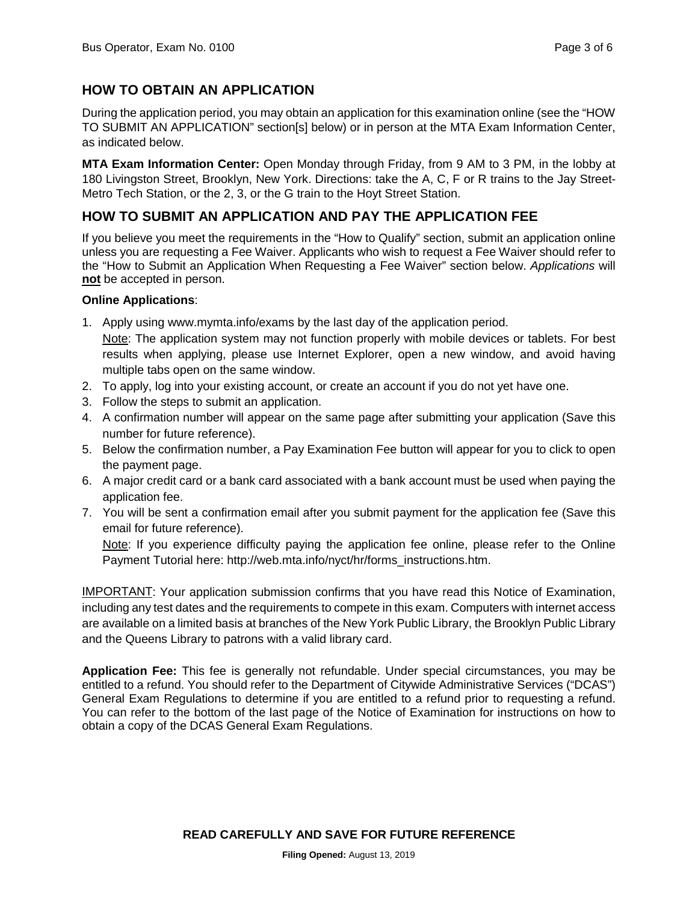## HOW TO OBTAIN AN APPLICATION

During the application period, you may obtain an application for this examination online (see the "HOW TO SUBMIT AN APPLICATION" section[s] below) or in person at the MTA Exam Information Center, as indicated below.

**MTA Exam Information Center:** Open Monday through Friday, from 9 AM to 3 PM, in the lobby at 180 Livingston Street, Brooklyn, New York. Directions: take the A, C, F or R trains to the Jay Street-Metro Tech Station, or the 2, 3, or the G train to the Hoyt Street Station.

## HOW TO SUBMIT AN APPLICATION AND PAY THE APPLICATION FEE

If you believe you meet the requirements in the "How to Qualify" section, submit an application online unless you are requesting a Fee Waiver. Applicants who wish to request a Fee Waiver should refer to the "How to Submit an Application When Requesting a Fee Waiver" section below. *Applications* will **not** be accepted in person.

**Online Applications**:

1. Apply using www.mymta.info/exams by the last day of the application period.
   
   Note: The application system may not function properly with mobile devices or tablets. For best results when applying, please use Internet Explorer, open a new window, and avoid having multiple tabs open on the same window.
2. To apply, log into your existing account, or create an account if you do not yet have one.
3. Follow the steps to submit an application.
4. A confirmation number will appear on the same page after submitting your application (Save this number for future reference).
5. Below the confirmation number, a Pay Examination Fee button will appear for you to click to open the payment page.
6. A major credit card or a bank card associated with a bank account must be used when paying the application fee.
7. You will be sent a confirmation email after you submit payment for the application fee (Save this email for future reference).
   
   Note: If you experience difficulty paying the application fee online, please refer to the Online Payment Tutorial here: http://web.mta.info/nyct/hr/forms_instructions.htm.

IMPORTANT: Your application submission confirms that you have read this Notice of Examination, including any test dates and the requirements to compete in this exam. Computers with internet access are available on a limited basis at branches of the New York Public Library, the Brooklyn Public Library and the Queens Library to patrons with a valid library card.

**Application Fee:** This fee is generally not refundable. Under special circumstances, you may be entitled to a refund. You should refer to the Department of Citywide Administrative Services ("DCAS") General Exam Regulations to determine if you are entitled to a refund prior to requesting a refund. You can refer to the bottom of the last page of the Notice of Examination for instructions on how to obtain a copy of the DCAS General Exam Regulations.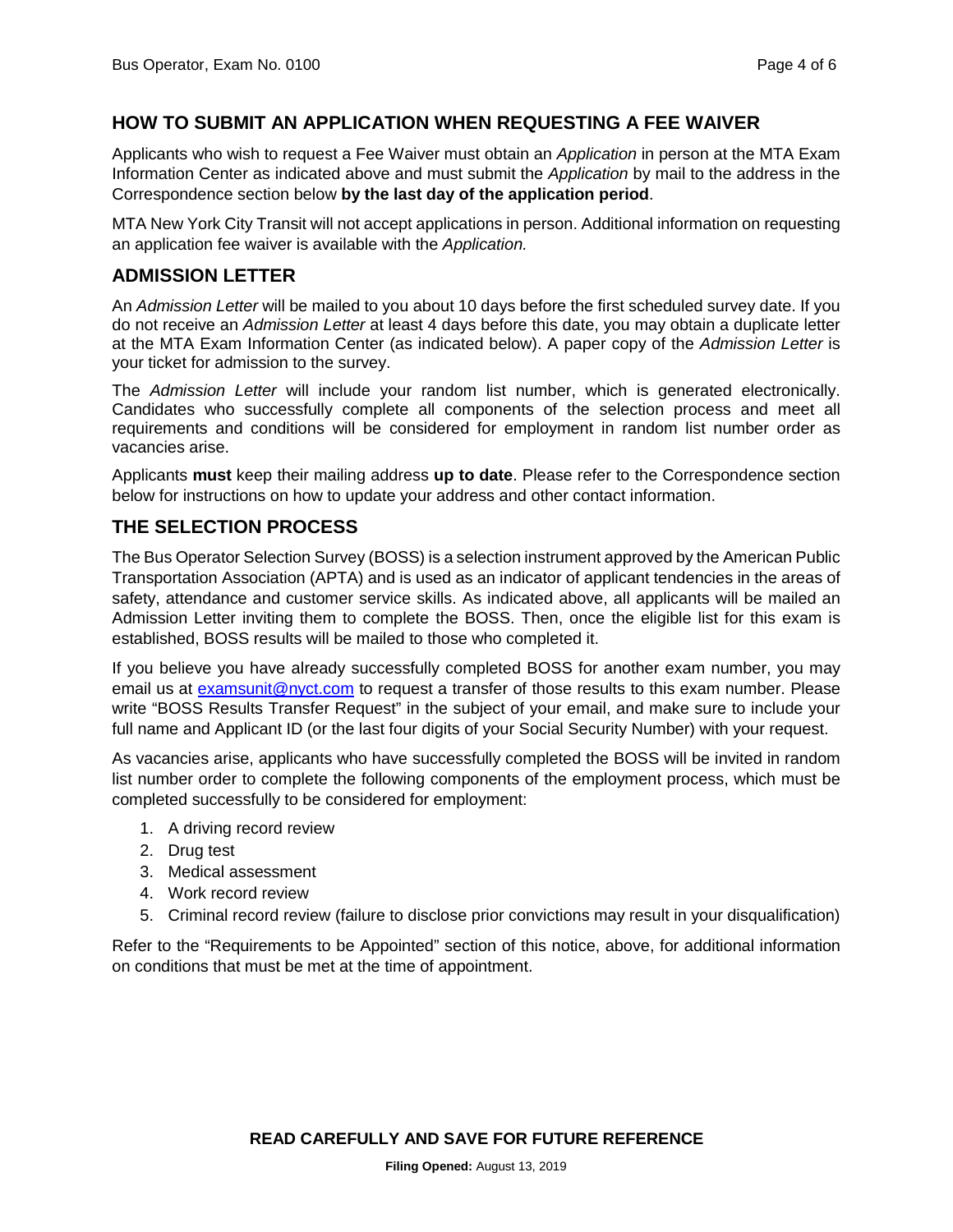## HOW TO SUBMIT AN APPLICATION WHEN REQUESTING A FEE WAIVER

Applicants who wish to request a Fee Waiver must obtain an *Application* in person at the MTA Exam Information Center as indicated above and must submit the *Application* by mail to the address in the Correspondence section below **by the last day of the application period**.

MTA New York City Transit will not accept applications in person. Additional information on requesting an application fee waiver is available with the *Application.*

## ADMISSION LETTER

An *Admission Letter* will be mailed to you about 10 days before the first scheduled survey date. If you do not receive an *Admission Letter* at least 4 days before this date, you may obtain a duplicate letter at the MTA Exam Information Center (as indicated below). A paper copy of the *Admission Letter* is your ticket for admission to the survey.

The *Admission Letter* will include your random list number, which is generated electronically. Candidates who successfully complete all components of the selection process and meet all requirements and conditions will be considered for employment in random list number order as vacancies arise.

Applicants **must** keep their mailing address **up to date**. Please refer to the Correspondence section below for instructions on how to update your address and other contact information.

## THE SELECTION PROCESS

The Bus Operator Selection Survey (BOSS) is a selection instrument approved by the American Public Transportation Association (APTA) and is used as an indicator of applicant tendencies in the areas of safety, attendance and customer service skills. As indicated above, all applicants will be mailed an Admission Letter inviting them to complete the BOSS. Then, once the eligible list for this exam is established, BOSS results will be mailed to those who completed it.

If you believe you have already successfully completed BOSS for another exam number, you may email us at examsunit@nyct.com to request a transfer of those results to this exam number. Please write "BOSS Results Transfer Request" in the subject of your email, and make sure to include your full name and Applicant ID (or the last four digits of your Social Security Number) with your request.

As vacancies arise, applicants who have successfully completed the BOSS will be invited in random list number order to complete the following components of the employment process, which must be completed successfully to be considered for employment:

1. A driving record review
2. Drug test
3. Medical assessment
4. Work record review
5. Criminal record review (failure to disclose prior convictions may result in your disqualification)

Refer to the "Requirements to be Appointed" section of this notice, above, for additional information on conditions that must be met at the time of appointment.

**READ CAREFULLY AND SAVE FOR FUTURE REFERENCE**

**Filing Opened:** August 13, 2019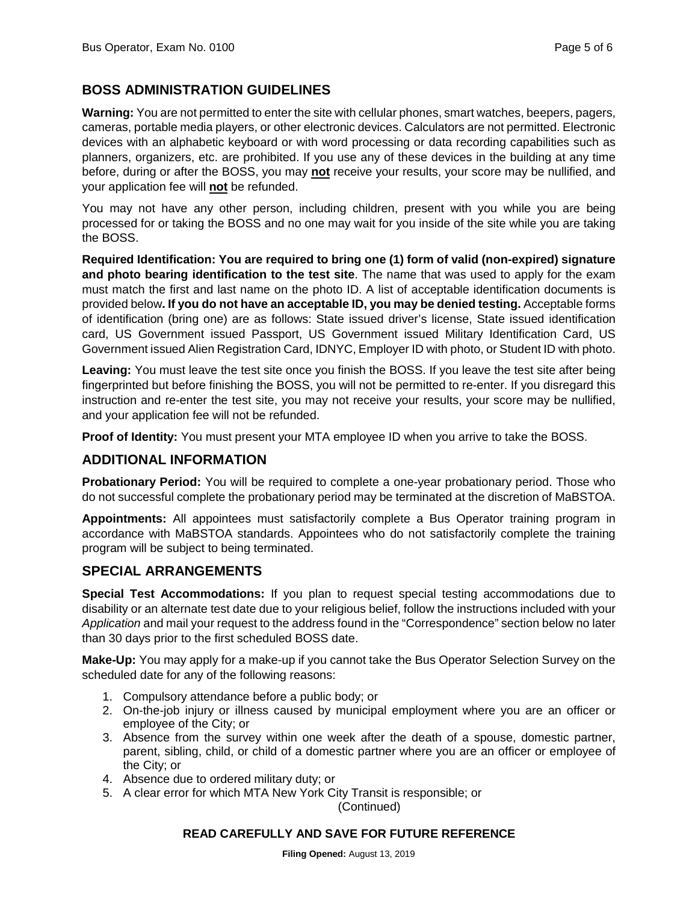## BOSS ADMINISTRATION GUIDELINES

**Warning:** You are not permitted to enter the site with cellular phones, smart watches, beepers, pagers, cameras, portable media players, or other electronic devices. Calculators are not permitted. Electronic devices with an alphabetic keyboard or with word processing or data recording capabilities such as planners, organizers, etc. are prohibited. If you use any of these devices in the building at any time before, during or after the BOSS, you may **not** receive your results, your score may be nullified, and your application fee will **not** be refunded.

You may not have any other person, including children, present with you while you are being processed for or taking the BOSS and no one may wait for you inside of the site while you are taking the BOSS.

**Required Identification: You are required to bring one (1) form of valid (non-expired) signature and photo bearing identification to the test site**. The name that was used to apply for the exam must match the first and last name on the photo ID. A list of acceptable identification documents is provided below**. If you do not have an acceptable ID, you may be denied testing.** Acceptable forms of identification (bring one) are as follows: State issued driver's license, State issued identification card, US Government issued Passport, US Government issued Military Identification Card, US Government issued Alien Registration Card, IDNYC, Employer ID with photo, or Student ID with photo.

**Leaving:** You must leave the test site once you finish the BOSS. If you leave the test site after being fingerprinted but before finishing the BOSS, you will not be permitted to re-enter. If you disregard this instruction and re-enter the test site, you may not receive your results, your score may be nullified, and your application fee will not be refunded.

**Proof of Identity:** You must present your MTA employee ID when you arrive to take the BOSS.

## ADDITIONAL INFORMATION

**Probationary Period:** You will be required to complete a one-year probationary period. Those who do not successful complete the probationary period may be terminated at the discretion of MaBSTOA.

**Appointments:** All appointees must satisfactorily complete a Bus Operator training program in accordance with MaBSTOA standards. Appointees who do not satisfactorily complete the training program will be subject to being terminated.

## SPECIAL ARRANGEMENTS

**Special Test Accommodations:** If you plan to request special testing accommodations due to disability or an alternate test date due to your religious belief, follow the instructions included with your *Application* and mail your request to the address found in the "Correspondence" section below no later than 30 days prior to the first scheduled BOSS date.

**Make-Up:** You may apply for a make-up if you cannot take the Bus Operator Selection Survey on the scheduled date for any of the following reasons:

1. Compulsory attendance before a public body; or
2. On-the-job injury or illness caused by municipal employment where you are an officer or employee of the City; or
3. Absence from the survey within one week after the death of a spouse, domestic partner, parent, sibling, child, or child of a domestic partner where you are an officer or employee of the City; or
4. Absence due to ordered military duty; or
5. A clear error for which MTA New York City Transit is responsible; or

(Continued)

**READ CAREFULLY AND SAVE FOR FUTURE REFERENCE**

**Filing Opened:** August 13, 2019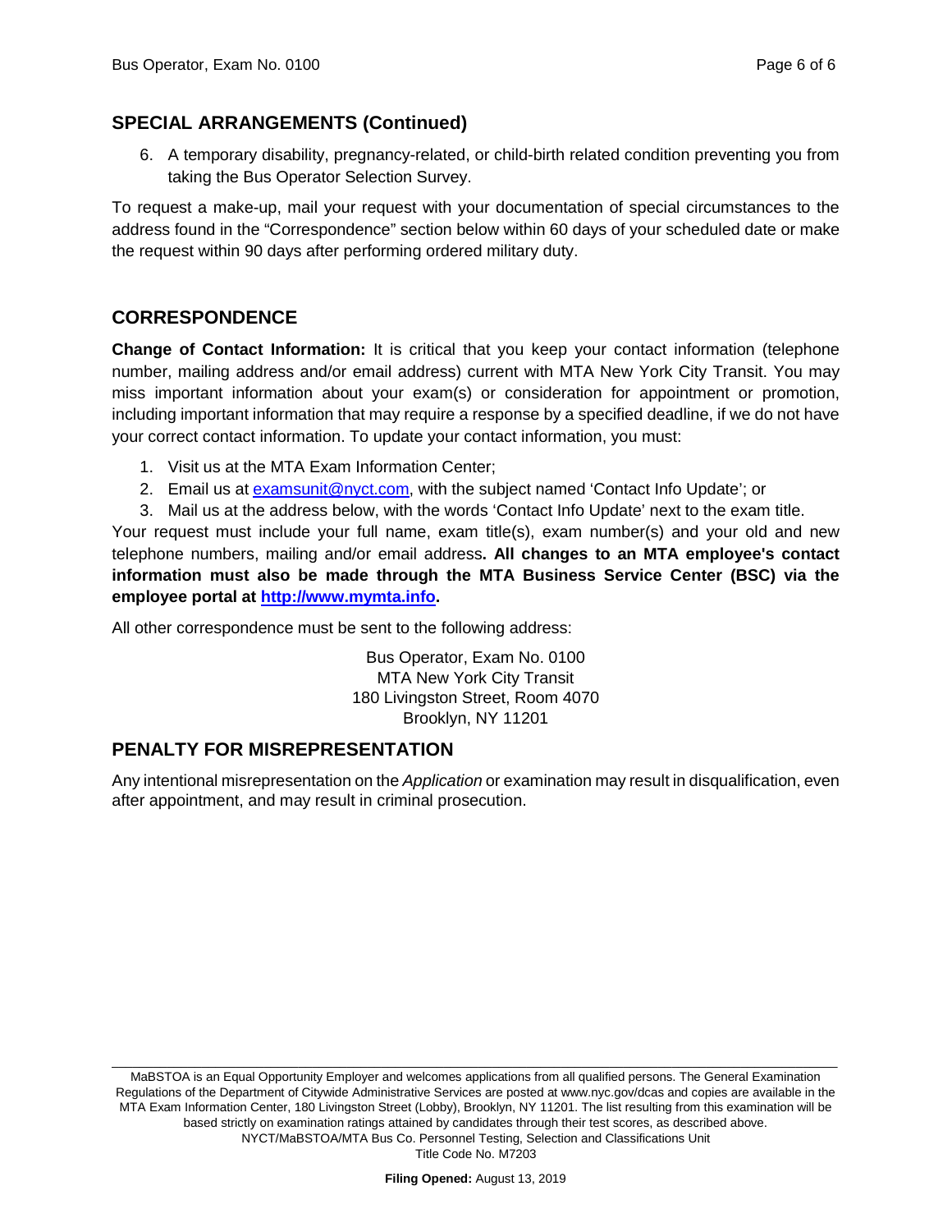## SPECIAL ARRANGEMENTS (Continued)

6. A temporary disability, pregnancy-related, or child-birth related condition preventing you from taking the Bus Operator Selection Survey.

To request a make-up, mail your request with your documentation of special circumstances to the address found in the "Correspondence" section below within 60 days of your scheduled date or make the request within 90 days after performing ordered military duty.

## CORRESPONDENCE

**Change of Contact Information:** It is critical that you keep your contact information (telephone number, mailing address and/or email address) current with MTA New York City Transit. You may miss important information about your exam(s) or consideration for appointment or promotion, including important information that may require a response by a specified deadline, if we do not have your correct contact information. To update your contact information, you must:

1. Visit us at the MTA Exam Information Center;
2. Email us at examsunit@nyct.com, with the subject named 'Contact Info Update'; or
3. Mail us at the address below, with the words 'Contact Info Update' next to the exam title.

Your request must include your full name, exam title(s), exam number(s) and your old and new telephone numbers, mailing and/or email address**. All changes to an MTA employee's contact information must also be made through the MTA Business Service Center (BSC) via the employee portal at http://www.mymta.info.**

All other correspondence must be sent to the following address:

Bus Operator, Exam No. 0100
MTA New York City Transit
180 Livingston Street, Room 4070
Brooklyn, NY 11201

## PENALTY FOR MISREPRESENTATION

Any intentional misrepresentation on the *Application* or examination may result in disqualification, even after appointment, and may result in criminal prosecution.

---

MaBSTOA is an Equal Opportunity Employer and welcomes applications from all qualified persons. The General Examination Regulations of the Department of Citywide Administrative Services are posted at www.nyc.gov/dcas and copies are available in the MTA Exam Information Center, 180 Livingston Street (Lobby), Brooklyn, NY 11201. The list resulting from this examination will be based strictly on examination ratings attained by candidates through their test scores, as described above.
NYCT/MaBSTOA/MTA Bus Co. Personnel Testing, Selection and Classifications Unit
Title Code No. M7203

**Filing Opened:** August 13, 2019